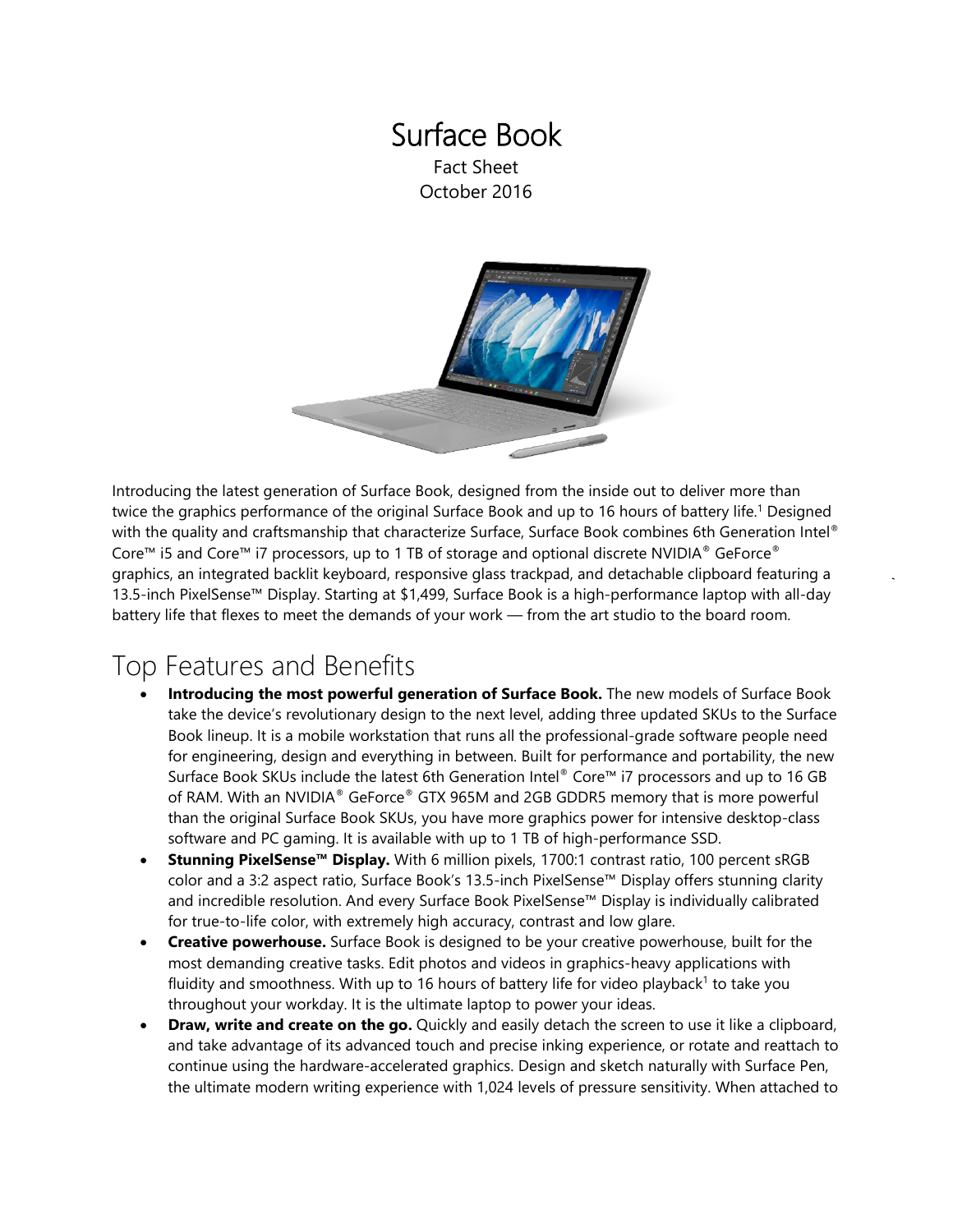# Surface Book

Fact Sheet
October 2016

Introducing the latest generation of Surface Book, designed from the inside out to deliver more than twice the graphics performance of the original Surface Book and up to 16 hours of battery life.[1] Designed with the quality and craftsmanship that characterize Surface, Surface Book combines 6th Generation Intel® Core™ i5 and Core™ i7 processors, up to 1 TB of storage and optional discrete NVIDIA® GeForce® graphics, an integrated backlit keyboard, responsive glass trackpad, and detachable clipboard featuring a 13.5-inch PixelSense™ Display. Starting at $1,499, Surface Book is a high-performance laptop with all-day battery life that flexes to meet the demands of your work — from the art studio to the board room.

## Top Features and Benefits

- **Introducing the most powerful generation of Surface Book.** The new models of Surface Book take the device's revolutionary design to the next level, adding three updated SKUs to the Surface Book lineup. It is a mobile workstation that runs all the professional-grade software people need for engineering, design and everything in between. Built for performance and portability, the new Surface Book SKUs include the latest 6th Generation Intel® Core™ i7 processors and up to 16 GB of RAM. With an NVIDIA® GeForce® GTX 965M and 2GB GDDR5 memory that is more powerful than the original Surface Book SKUs, you have more graphics power for intensive desktop-class software and PC gaming. It is available with up to 1 TB of high-performance SSD.
- **Stunning PixelSense™ Display.** With 6 million pixels, 1700:1 contrast ratio, 100 percent sRGB color and a 3:2 aspect ratio, Surface Book's 13.5-inch PixelSense™ Display offers stunning clarity and incredible resolution. And every Surface Book PixelSense™ Display is individually calibrated for true-to-life color, with extremely high accuracy, contrast and low glare.
- **Creative powerhouse.** Surface Book is designed to be your creative powerhouse, built for the most demanding creative tasks. Edit photos and videos in graphics-heavy applications with fluidity and smoothness. With up to 16 hours of battery life for video playback[1] to take you throughout your workday. It is the ultimate laptop to power your ideas.
- **Draw, write and create on the go.** Quickly and easily detach the screen to use it like a clipboard, and take advantage of its advanced touch and precise inking experience, or rotate and reattach to continue using the hardware-accelerated graphics. Design and sketch naturally with Surface Pen, the ultimate modern writing experience with 1,024 levels of pressure sensitivity. When attached to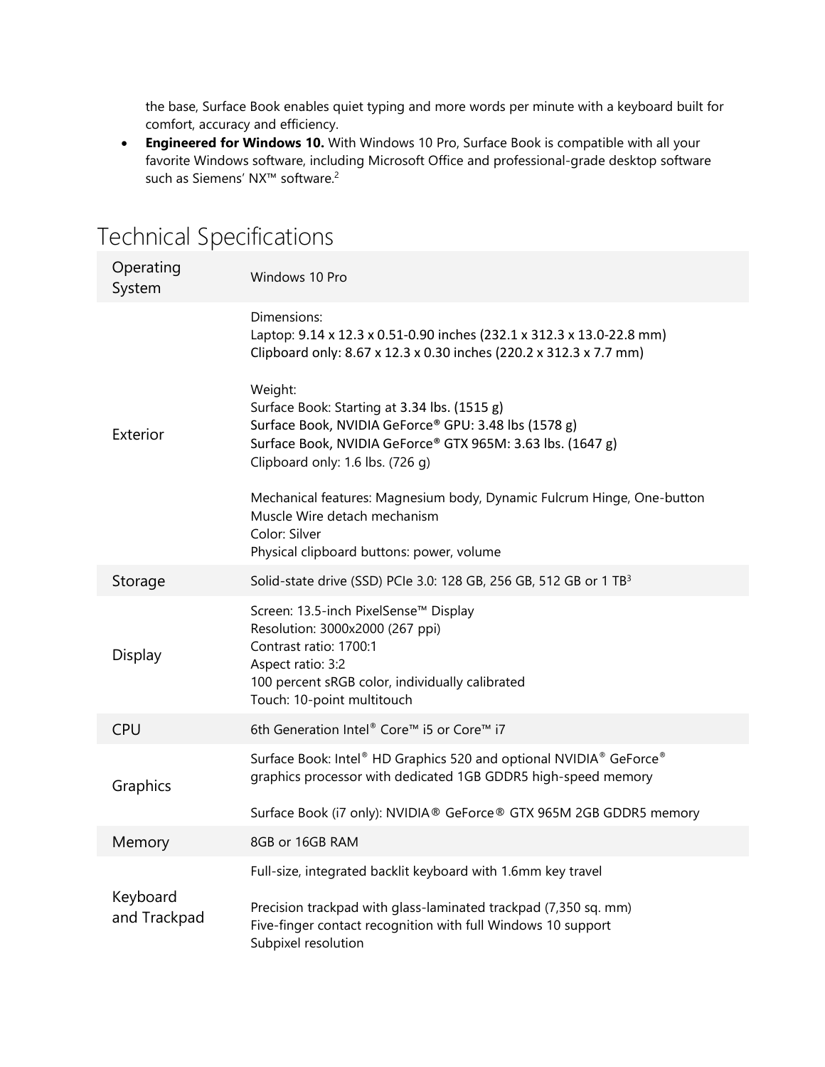the base, Surface Book enables quiet typing and more words per minute with a keyboard built for comfort, accuracy and efficiency.

- **Engineered for Windows 10.** With Windows 10 Pro, Surface Book is compatible with all your favorite Windows software, including Microsoft Office and professional-grade desktop software such as Siemens' NX™ software.[2]

# Technical Specifications

| | |
|---|---|
| Operating System | Windows 10 Pro |
| Exterior | Dimensions:<br>Laptop: 9.14 x 12.3 x 0.51-0.90 inches (232.1 x 312.3 x 13.0-22.8 mm)<br>Clipboard only: 8.67 x 12.3 x 0.30 inches (220.2 x 312.3 x 7.7 mm)<br><br>Weight:<br>Surface Book: Starting at 3.34 lbs. (1515 g)<br>Surface Book, NVIDIA GeForce® GPU: 3.48 lbs (1578 g)<br>Surface Book, NVIDIA GeForce® GTX 965M: 3.63 lbs. (1647 g)<br>Clipboard only: 1.6 lbs. (726 g)<br><br>Mechanical features: Magnesium body, Dynamic Fulcrum Hinge, One-button Muscle Wire detach mechanism<br>Color: Silver<br>Physical clipboard buttons: power, volume |
| Storage | Solid-state drive (SSD) PCIe 3.0: 128 GB, 256 GB, 512 GB or 1 TB[3] |
| Display | Screen: 13.5-inch PixelSense™ Display<br>Resolution: 3000x2000 (267 ppi)<br>Contrast ratio: 1700:1<br>Aspect ratio: 3:2<br>100 percent sRGB color, individually calibrated<br>Touch: 10-point multitouch |
| CPU | 6th Generation Intel® Core™ i5 or Core™ i7 |
| Graphics | Surface Book: Intel® HD Graphics 520 and optional NVIDIA® GeForce® graphics processor with dedicated 1GB GDDR5 high-speed memory<br><br>Surface Book (i7 only): NVIDIA® GeForce® GTX 965M 2GB GDDR5 memory |
| Memory | 8GB or 16GB RAM |
| Keyboard and Trackpad | Full-size, integrated backlit keyboard with 1.6mm key travel<br><br>Precision trackpad with glass-laminated trackpad (7,350 sq. mm)<br>Five-finger contact recognition with full Windows 10 support<br>Subpixel resolution |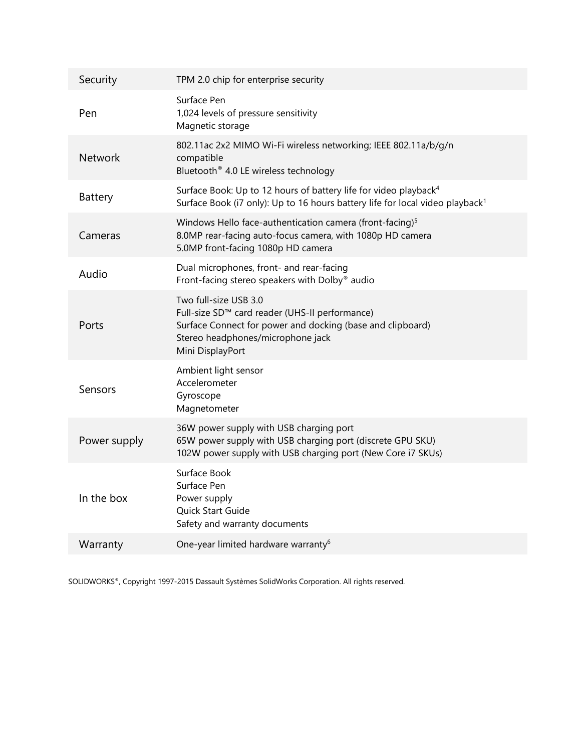| | |
|---|---|
| Security | TPM 2.0 chip for enterprise security |
| Pen | Surface Pen<br>1,024 levels of pressure sensitivity<br>Magnetic storage |
| Network | 802.11ac 2x2 MIMO Wi-Fi wireless networking; IEEE 802.11a/b/g/n compatible<br>Bluetooth® 4.0 LE wireless technology |
| Battery | Surface Book: Up to 12 hours of battery life for video playback[4]<br>Surface Book (i7 only): Up to 16 hours battery life for local video playback[1] |
| Cameras | Windows Hello face-authentication camera (front-facing)[5]<br>8.0MP rear-facing auto-focus camera, with 1080p HD camera<br>5.0MP front-facing 1080p HD camera |
| Audio | Dual microphones, front- and rear-facing<br>Front-facing stereo speakers with Dolby® audio |
| Ports | Two full-size USB 3.0<br>Full-size SD™ card reader (UHS-II performance)<br>Surface Connect for power and docking (base and clipboard)<br>Stereo headphones/microphone jack<br>Mini DisplayPort |
| Sensors | Ambient light sensor<br>Accelerometer<br>Gyroscope<br>Magnetometer |
| Power supply | 36W power supply with USB charging port<br>65W power supply with USB charging port (discrete GPU SKU)<br>102W power supply with USB charging port (New Core i7 SKUs) |
| In the box | Surface Book<br>Surface Pen<br>Power supply<br>Quick Start Guide<br>Safety and warranty documents |
| Warranty | One-year limited hardware warranty[6] |

SOLIDWORKS®, Copyright 1997-2015 Dassault Systèmes SolidWorks Corporation. All rights reserved.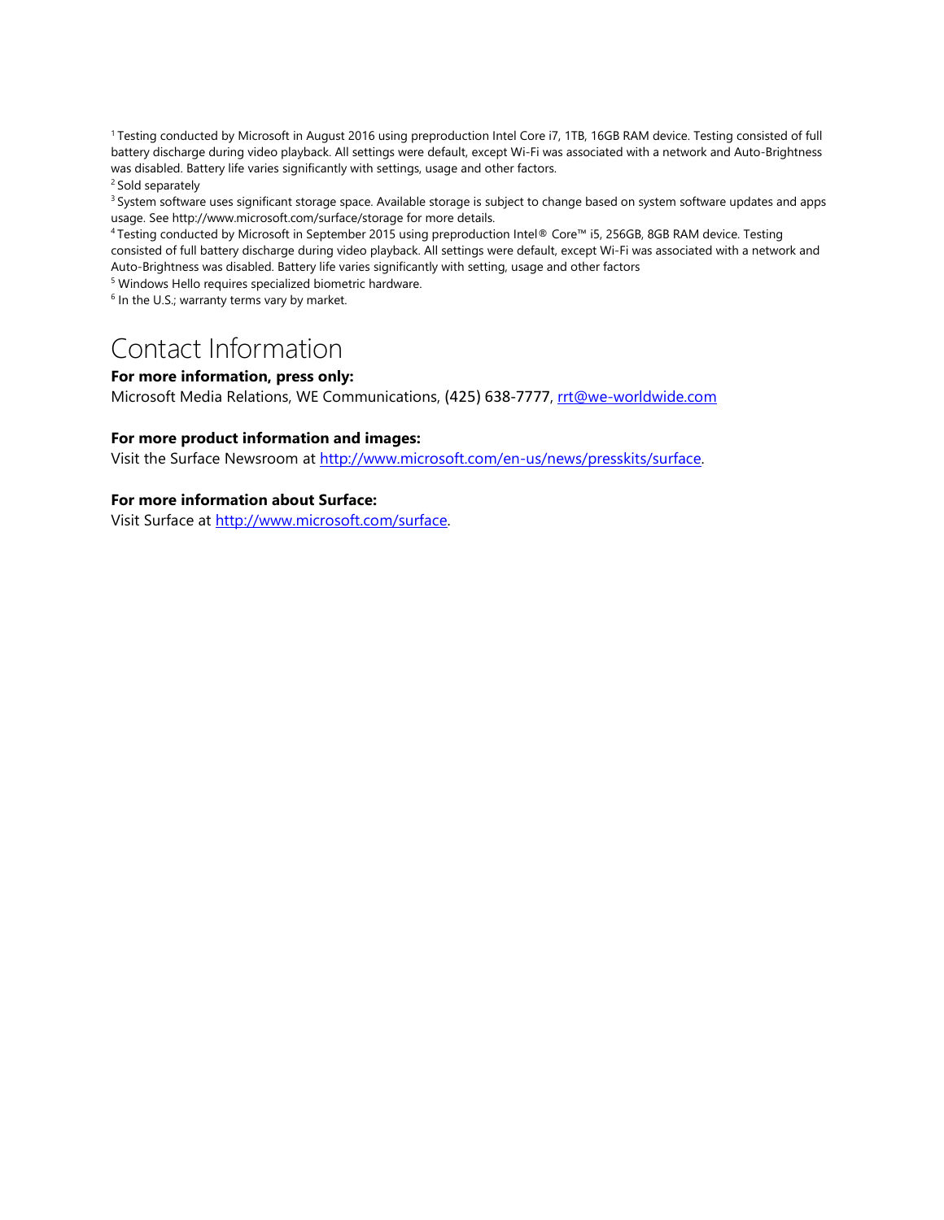[1] Testing conducted by Microsoft in August 2016 using preproduction Intel Core i7, 1TB, 16GB RAM device. Testing consisted of full battery discharge during video playback. All settings were default, except Wi-Fi was associated with a network and Auto-Brightness was disabled. Battery life varies significantly with settings, usage and other factors.

[2] Sold separately

[3] System software uses significant storage space. Available storage is subject to change based on system software updates and apps usage. See http://www.microsoft.com/surface/storage for more details.

[4] Testing conducted by Microsoft in September 2015 using preproduction Intel® Core™ i5, 256GB, 8GB RAM device. Testing consisted of full battery discharge during video playback. All settings were default, except Wi-Fi was associated with a network and Auto-Brightness was disabled. Battery life varies significantly with setting, usage and other factors

[5] Windows Hello requires specialized biometric hardware.

[6] In the U.S.; warranty terms vary by market.

# Contact Information

**For more information, press only:**
Microsoft Media Relations, WE Communications, (425) 638-7777, rrt@we-worldwide.com

**For more product information and images:**
Visit the Surface Newsroom at http://www.microsoft.com/en-us/news/presskits/surface.

**For more information about Surface:**
Visit Surface at http://www.microsoft.com/surface.